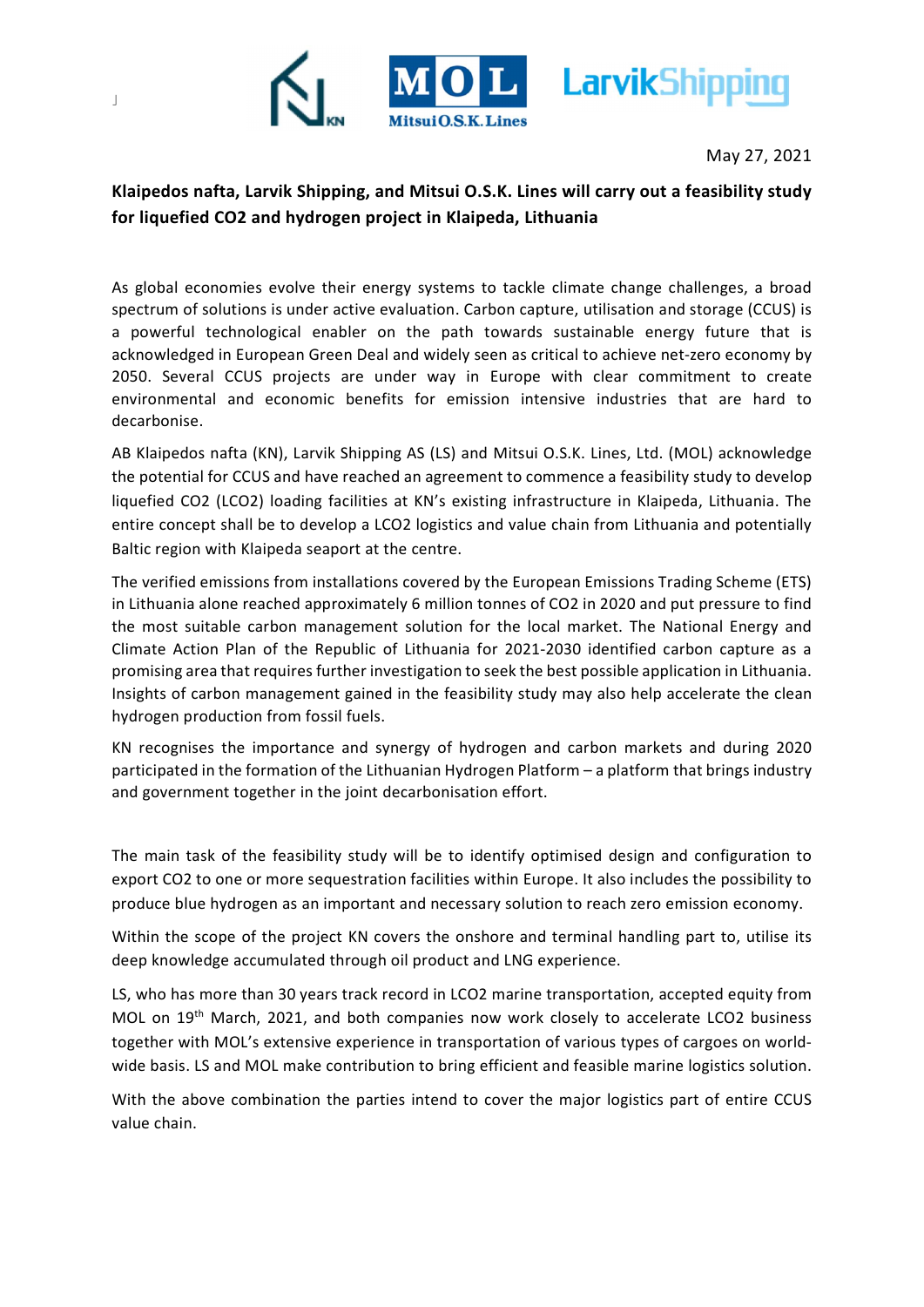May 27, 2021

**Klaipedos nafta, Larvik Shipping, and Mitsui O.S.K. Lines will carry out a feasibility study for liquefied CO2 and hydrogen project in Klaipeda, Lithuania**

As global economies evolve their energy systems to tackle climate change challenges, a broad spectrum of solutions is under active evaluation. Carbon capture, utilisation and storage (CCUS) is a powerful technological enabler on the path towards sustainable energy future that is acknowledged in European Green Deal and widely seen as critical to achieve net-zero economy by 2050. Several CCUS projects are under way in Europe with clear commitment to create environmental and economic benefits for emission intensive industries that are hard to decarbonise.

AB Klaipedos nafta (KN), Larvik Shipping AS (LS) and Mitsui O.S.K. Lines, Ltd. (MOL) acknowledge the potential for CCUS and have reached an agreement to commence a feasibility study to develop liquefied CO2 (LCO2) loading facilities at KN's existing infrastructure in Klaipeda, Lithuania. The entire concept shall be to develop a LCO2 logistics and value chain from Lithuania and potentially Baltic region with Klaipeda seaport at the centre.

The verified emissions from installations covered by the European Emissions Trading Scheme (ETS) in Lithuania alone reached approximately 6 million tonnes of CO2 in 2020 and put pressure to find the most suitable carbon management solution for the local market. The National Energy and Climate Action Plan of the Republic of Lithuania for 2021-2030 identified carbon capture as a promising area that requires further investigation to seek the best possible application in Lithuania. Insights of carbon management gained in the feasibility study may also help accelerate the clean hydrogen production from fossil fuels.

KN recognises the importance and synergy of hydrogen and carbon markets and during 2020 participated in the formation of the Lithuanian Hydrogen Platform – a platform that brings industry and government together in the joint decarbonisation effort.

The main task of the feasibility study will be to identify optimised design and configuration to export CO2 to one or more sequestration facilities within Europe. It also includes the possibility to produce blue hydrogen as an important and necessary solution to reach zero emission economy.

Within the scope of the project KN covers the onshore and terminal handling part to, utilise its deep knowledge accumulated through oil product and LNG experience.

LS, who has more than 30 years track record in LCO2 marine transportation, accepted equity from MOL on 19th March, 2021, and both companies now work closely to accelerate LCO2 business together with MOL's extensive experience in transportation of various types of cargoes on world-wide basis. LS and MOL make contribution to bring efficient and feasible marine logistics solution.

With the above combination the parties intend to cover the major logistics part of entire CCUS value chain.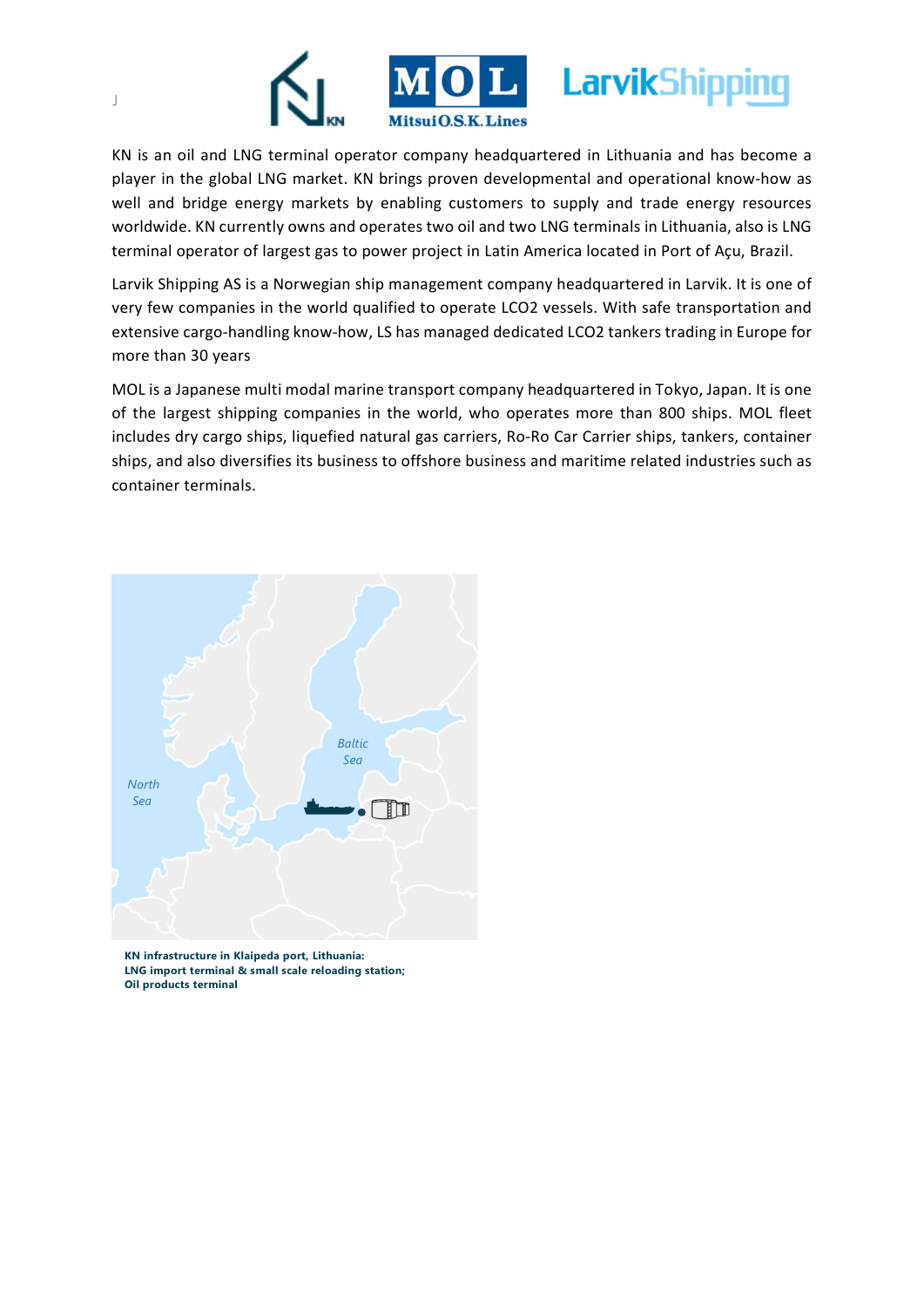KN is an oil and LNG terminal operator company headquartered in Lithuania and has become a player in the global LNG market. KN brings proven developmental and operational know-how as well and bridge energy markets by enabling customers to supply and trade energy resources worldwide. KN currently owns and operates two oil and two LNG terminals in Lithuania, also is LNG terminal operator of largest gas to power project in Latin America located in Port of Açu, Brazil.

Larvik Shipping AS is a Norwegian ship management company headquartered in Larvik. It is one of very few companies in the world qualified to operate LCO2 vessels. With safe transportation and extensive cargo-handling know-how, LS has managed dedicated LCO2 tankers trading in Europe for more than 30 years

MOL is a Japanese multi modal marine transport company headquartered in Tokyo, Japan. It is one of the largest shipping companies in the world, who operates more than 800 ships. MOL fleet includes dry cargo ships, liquefied natural gas carriers, Ro-Ro Car Carrier ships, tankers, container ships, and also diversifies its business to offshore business and maritime related industries such as container terminals.

Baltic Sea

North Sea

**KN infrastructure in Klaipeda port, Lithuania:**
**LNG import terminal & small scale reloading station;**
**Oil products terminal**